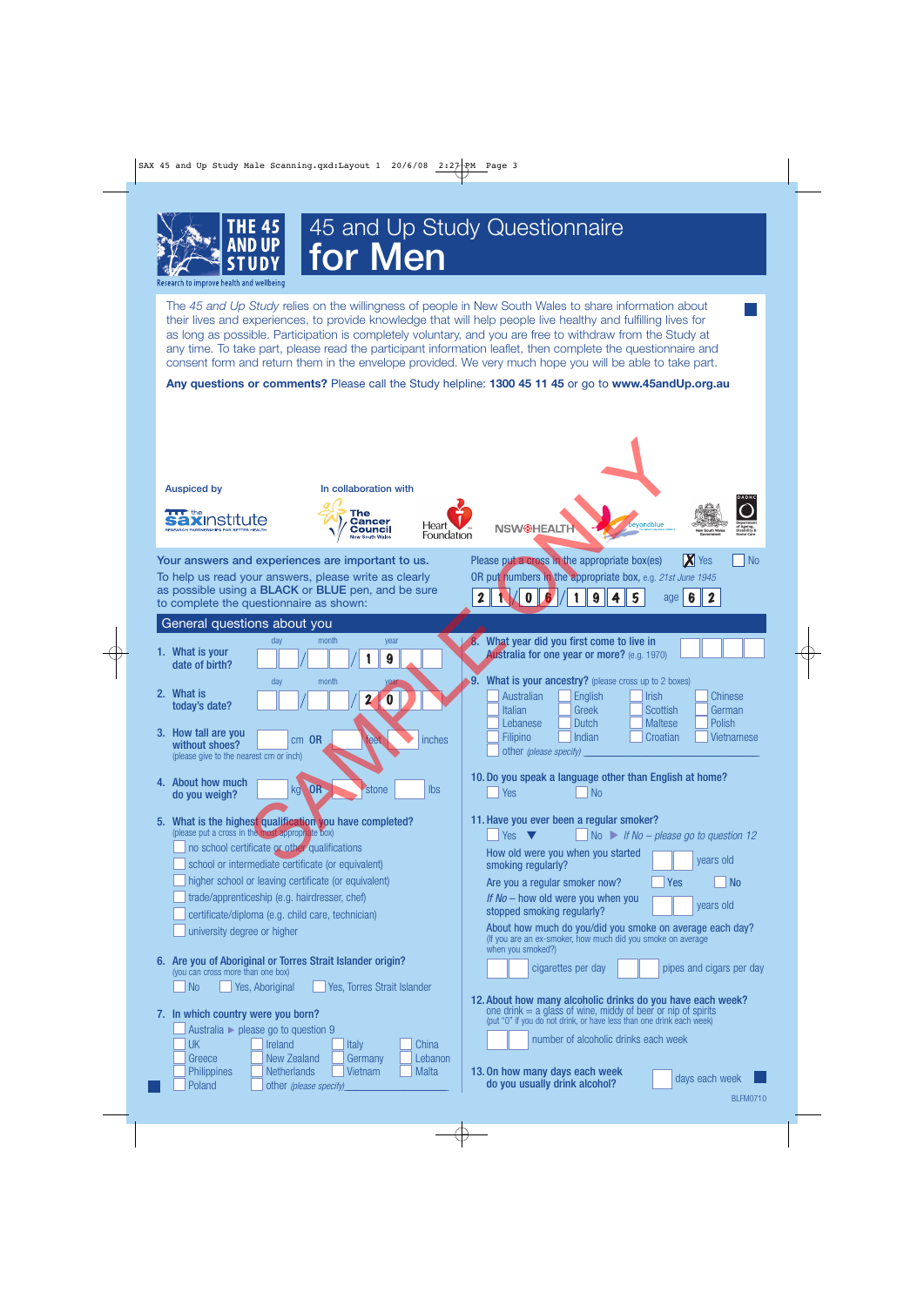# 45 and Up Study Questionnaire for Men

THE 45 AND UP STUDY — Research to improve health and wellbeing

The *45 and Up Study* relies on the willingness of people in New South Wales to share information about their lives and experiences, to provide knowledge that will help people live healthy and fulfilling lives for as long as possible. Participation is completely voluntary, and you are free to withdraw from the Study at any time. To take part, please read the participant information leaflet, then complete the questionnaire and consent form and return them in the envelope provided. We very much hope you will be able to take part.

**Any questions or comments?** Please call the Study helpline: **1300 45 11 45** or go to **www.45andUp.org.au**

Auspiced by: the sax institute

In collaboration with: The Cancer Council New South Wales; Heart Foundation; NSW HEALTH; beyondblue; New South Wales Government; DADHC

SAMPLE ONLY

Your answers and experiences are important to us.

To help us read your answers, please write as clearly as possible using a **BLACK** or **BLUE** pen, and be sure to complete the questionnaire as shown:

Please put a cross in the appropriate box(es) [X] Yes [ ] No

OR put numbers in the appropriate box, e.g. *21st June 1945*

2 1 / 0 6 / 1 9 4 5 age 6 2

## General questions about you

1. **What is your date of birth?** day __ __ / month __ __ / year 1 9 __ __

2. **What is today's date?** day __ __ / month __ __ / year 2 0 __ __

3. **How tall are you without shoes?** (please give to the nearest cm or inch) ____ cm **OR** ____ feet ____ inches

4. **About how much do you weigh?** ____ kg **OR** ____ stone ____ lbs

5. **What is the highest qualification you have completed?** (please put a cross in the most appropriate box)
   - [ ] no school certificate or other qualifications
   - [ ] school or intermediate certificate (or equivalent)
   - [ ] higher school or leaving certificate (or equivalent)
   - [ ] trade/apprenticeship (e.g. hairdresser, chef)
   - [ ] certificate/diploma (e.g. child care, technician)
   - [ ] university degree or higher

6. **Are you of Aboriginal or Torres Strait Islander origin?** (you can cross more than one box)
   - [ ] No [ ] Yes, Aboriginal [ ] Yes, Torres Strait Islander

7. **In which country were you born?**
   - [ ] Australia ► please go to question 9
   - [ ] UK [ ] Ireland [ ] Italy [ ] China
   - [ ] Greece [ ] New Zealand [ ] Germany [ ] Lebanon
   - [ ] Philippines [ ] Netherlands [ ] Vietnam [ ] Malta
   - [ ] Poland [ ] other *(please specify)* ____

8. **What year did you first come to live in Australia for one year or more?** (e.g. 1970) __ __ __ __

9. **What is your ancestry?** (please cross up to 2 boxes)
   - [ ] Australian [ ] English [ ] Irish [ ] Chinese
   - [ ] Italian [ ] Greek [ ] Scottish [ ] German
   - [ ] Lebanese [ ] Dutch [ ] Maltese [ ] Polish
   - [ ] Filipino [ ] Indian [ ] Croatian [ ] Vietnamese
   - [ ] other *(please specify)* ____

10. **Do you speak a language other than English at home?**
    - [ ] Yes [ ] No

11. **Have you ever been a regular smoker?**
    - [ ] Yes ▼ [ ] No ► *If No – please go to question 12*

    How old were you when you started smoking regularly? __ __ years old

    Are you a regular smoker now? [ ] Yes [ ] No

    *If No* – how old were you when you stopped smoking regularly? __ __ years old

    About how much do you/did you smoke on average each day? (If you are an ex-smoker, how much did you smoke on average when you smoked?)

    __ __ cigarettes per day __ __ pipes and cigars per day

12. **About how many alcoholic drinks do you have each week?** one drink = a glass of wine, middy of beer or nip of spirits (put "0" if you do not drink, or have less than one drink each week)

    __ __ number of alcoholic drinks each week

13. **On how many days each week do you usually drink alcohol?** __ days each week

BLFM0710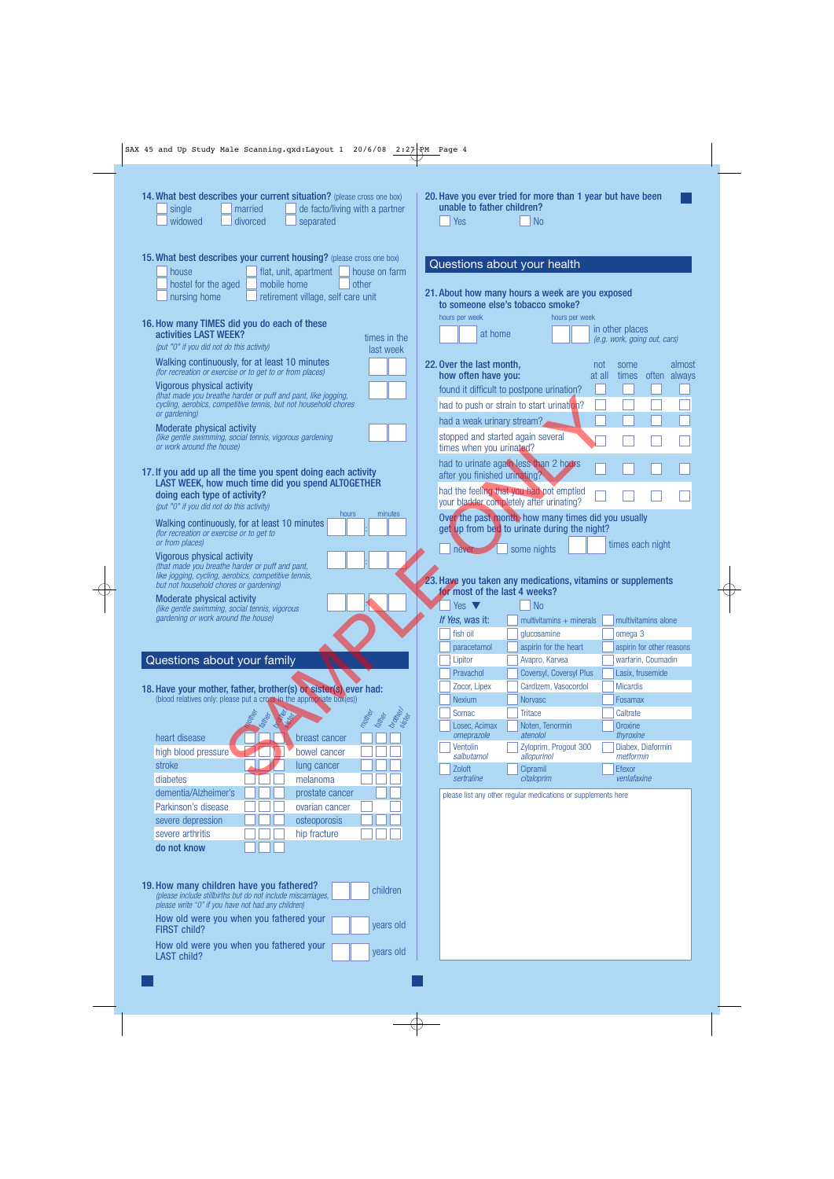**14. What best describes your current situation?** (please cross one box)

- ☐ single
- ☐ married
- ☐ de facto/living with a partner
- ☐ widowed
- ☐ divorced
- ☐ separated

**15. What best describes your current housing?** (please cross one box)

- ☐ house
- ☐ flat, unit, apartment
- ☐ house on farm
- ☐ hostel for the aged
- ☐ mobile home
- ☐ other
- ☐ nursing home
- ☐ retirement village, self care unit

**16. How many TIMES did you do each of these activities LAST WEEK?**
*(put "0" if you did not do this activity)*

| | times in the last week |
|---|---|
| Walking continuously, for at least 10 minutes *(for recreation or exercise or to get to or from places)* | ☐☐ |
| Vigorous physical activity *(that made you breathe harder or puff and pant, like jogging, cycling, aerobics, competitive tennis, but not household chores or gardening)* | ☐☐ |
| Moderate physical activity *(like gentle swimming, social tennis, vigorous gardening or work around the house)* | ☐☐ |

**17. If you add up all the time you spent doing each activity LAST WEEK, how much time did you spend ALTOGETHER doing each type of activity?**
*(put "0" if you did not do this activity)*

| | hours | minutes |
|---|---|---|
| Walking continuously, for at least 10 minutes *(for recreation or exercise or to get to or from places)* | ☐☐ | ☐☐ |
| Vigorous physical activity *(that made you breathe harder or puff and pant, like jogging, cycling, aerobics, competitive tennis, but not household chores or gardening)* | ☐☐ | ☐☐ |
| Moderate physical activity *(like gentle swimming, social tennis, vigorous gardening or work around the house)* | ☐☐ | ☐☐ |

## Questions about your family

**18. Have your mother, father, brother(s) or sister(s) ever had:**
(blood relatives only: please put a cross in the appropriate box(es))

| | mother | father | brother/sister | | mother | father | brother/sister |
|---|---|---|---|---|---|---|---|
| heart disease | ☐ | ☐ | ☐ | breast cancer | ☐ | ☐ | ☐ |
| high blood pressure | ☐ | ☐ | ☐ | bowel cancer | ☐ | ☐ | ☐ |
| stroke | ☐ | ☐ | ☐ | lung cancer | ☐ | ☐ | ☐ |
| diabetes | ☐ | ☐ | ☐ | melanoma | ☐ | ☐ | ☐ |
| dementia/Alzheimer's | ☐ | ☐ | ☐ | prostate cancer | | ☐ | ☐ |
| Parkinson's disease | ☐ | ☐ | ☐ | ovarian cancer | ☐ | | ☐ |
| severe depression | ☐ | ☐ | ☐ | osteoporosis | ☐ | ☐ | ☐ |
| severe arthritis | ☐ | ☐ | ☐ | hip fracture | ☐ | ☐ | ☐ |
| do not know | ☐ | ☐ | ☐ | | | | |

**19. How many children have you fathered?** ☐☐ children
*(please include stillbirths but do not include miscarriages, please write "0" if you have not had any children)*

How old were you when you fathered your FIRST child? ☐☐ years old

How old were you when you fathered your LAST child? ☐☐ years old

**20. Have you ever tried for more than 1 year but have been unable to father children?**

- ☐ Yes
- ☐ No

## Questions about your health

**21. About how many hours a week are you exposed to someone else's tobacco smoke?**

| hours per week | | hours per week | |
|---|---|---|---|
| ☐☐ | at home | ☐☐ | in other places *(e.g. work, going out, cars)* |

**22. Over the last month, how often have you:**

| | not at all | some times | often | almost always |
|---|---|---|---|---|
| found it difficult to postpone urination? | ☐ | ☐ | ☐ | ☐ |
| had to push or strain to start urination? | ☐ | ☐ | ☐ | ☐ |
| had a weak urinary stream? | ☐ | ☐ | ☐ | ☐ |
| stopped and started again several times when you urinated? | ☐ | ☐ | ☐ | ☐ |
| had to urinate again less than 2 hours after you finished urinating? | ☐ | ☐ | ☐ | ☐ |
| had the feeling that you had not emptied your bladder completely after urinating? | ☐ | ☐ | ☐ | ☐ |

Over the past month, how many times did you usually get up from bed to urinate during the night?

☐ never ☐ some nights ☐☐ times each night

**23. Have you taken any medications, vitamins or supplements for most of the last 4 weeks?**

☐ Yes ▼ ☐ No

*If Yes*, was it:

| | | |
|---|---|---|
| | ☐ multivitamins + minerals | ☐ multivitamins alone |
| ☐ fish oil | ☐ glucosamine | ☐ omega 3 |
| ☐ paracetamol | ☐ aspirin for the heart | ☐ aspirin for other reasons |
| ☐ Lipitor | ☐ Avapro, Karvea | ☐ warfarin, Coumadin |
| ☐ Pravachol | ☐ Coversyl, Coversyl Plus | ☐ Lasix, frusemide |
| ☐ Zocor, Lipex | ☐ Cardizem, Vasocordol | ☐ Micardis |
| ☐ Nexium | ☐ Norvasc | ☐ Fosamax |
| ☐ Somac | ☐ Tritace | ☐ Caltrate |
| ☐ Losec, Acimax *omeprazole* | ☐ Noten, Tenormin *atenolol* | ☐ Oroxine *thyroxine* |
| ☐ Ventolin *salbutamol* | ☐ Zyloprim, Progout 300 *allopurinol* | ☐ Diabex, Diaformin *metformin* |
| ☐ Zoloft *sertraline* | ☐ Cipramil *citaloprim* | ☐ Efexor *venlafaxine* |

please list any other regular medications or supplements here

SAMPLE ONLY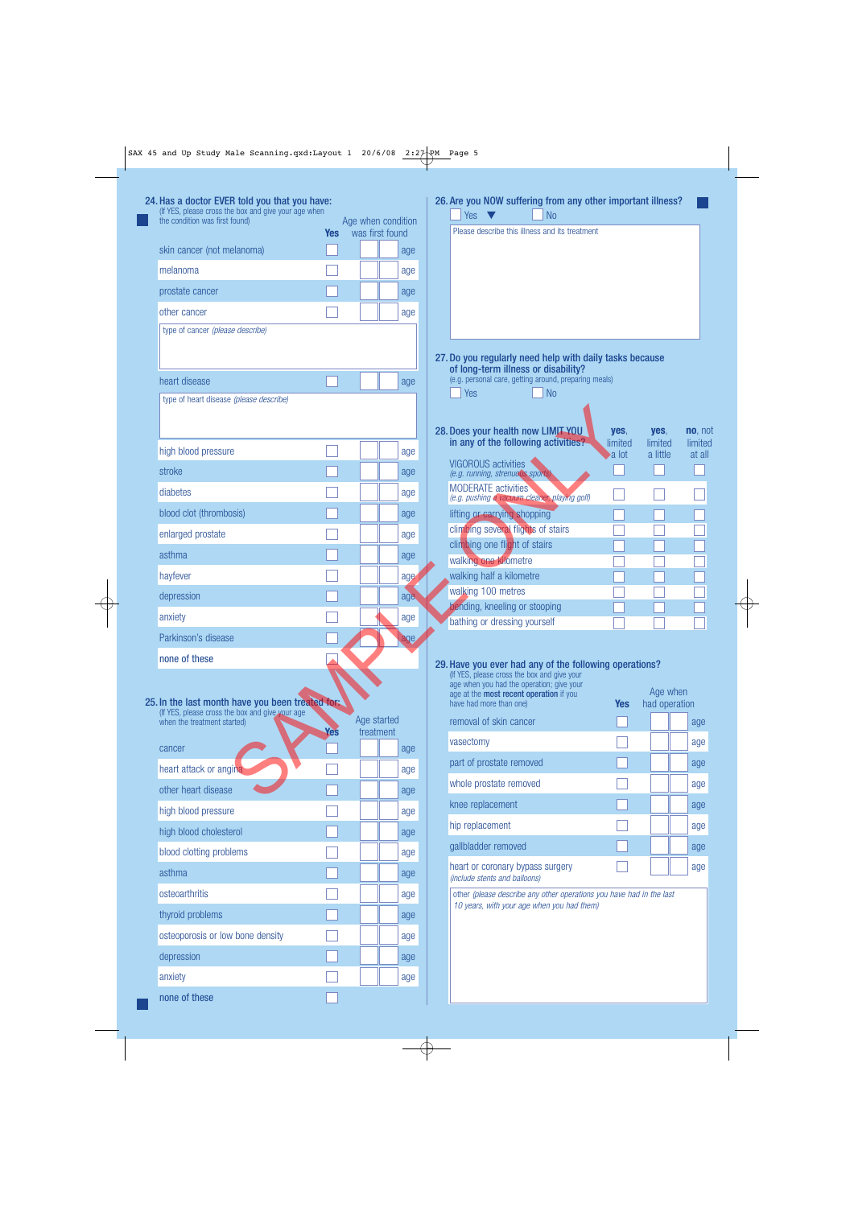**24. Has a doctor EVER told you that you have:**
(If YES, please cross the box and give your age when the condition was first found)

| | Yes | Age when condition was first found |
|---|---|---|
| skin cancer (not melanoma) | ☐ | age |
| melanoma | ☐ | age |
| prostate cancer | ☐ | age |
| other cancer | ☐ | age |
| type of cancer *(please describe)* | | |
| heart disease | ☐ | age |
| type of heart disease *(please describe)* | | |
| high blood pressure | ☐ | age |
| stroke | ☐ | age |
| diabetes | ☐ | age |
| blood clot (thrombosis) | ☐ | age |
| enlarged prostate | ☐ | age |
| asthma | ☐ | age |
| hayfever | ☐ | age |
| depression | ☐ | age |
| anxiety | ☐ | age |
| Parkinson's disease | ☐ | age |
| none of these | ☐ | |

**25. In the last month have you been treated for:**
(If YES, please cross the box and give your age when the treatment started)

| | Yes | Age started treatment |
|---|---|---|
| cancer | ☐ | age |
| heart attack or angina | ☐ | age |
| other heart disease | ☐ | age |
| high blood pressure | ☐ | age |
| high blood cholesterol | ☐ | age |
| blood clotting problems | ☐ | age |
| asthma | ☐ | age |
| osteoarthritis | ☐ | age |
| thyroid problems | ☐ | age |
| osteoporosis or low bone density | ☐ | age |
| depression | ☐ | age |
| anxiety | ☐ | age |
| none of these | ☐ | |

**26. Are you NOW suffering from any other important illness?**

☐ Yes ▼ ☐ No

Please describe this illness and its treatment

**27. Do you regularly need help with daily tasks because of long-term illness or disability?**
(e.g. personal care, getting around, preparing meals)

☐ Yes ☐ No

**28. Does your health now LIMIT YOU in any of the following activities?**

| | **yes**, limited a lot | **yes**, limited a little | **no**, not limited at all |
|---|---|---|---|
| VIGOROUS activities *(e.g. running, strenuous sports)* | ☐ | ☐ | ☐ |
| MODERATE activities *(e.g. pushing a vacuum cleaner, playing golf)* | ☐ | ☐ | ☐ |
| lifting or carrying shopping | ☐ | ☐ | ☐ |
| climbing several flights of stairs | ☐ | ☐ | ☐ |
| climbing one flight of stairs | ☐ | ☐ | ☐ |
| walking one kilometre | ☐ | ☐ | ☐ |
| walking half a kilometre | ☐ | ☐ | ☐ |
| walking 100 metres | ☐ | ☐ | ☐ |
| bending, kneeling or stooping | ☐ | ☐ | ☐ |
| bathing or dressing yourself | ☐ | ☐ | ☐ |

**29. Have you ever had any of the following operations?**
(If YES, please cross the box and give your age when you had the operation; give your age at the **most recent operation** if you have had more than one)

| | Yes | Age when had operation |
|---|---|---|
| removal of skin cancer | ☐ | age |
| vasectomy | ☐ | age |
| part of prostate removed | ☐ | age |
| whole prostate removed | ☐ | age |
| knee replacement | ☐ | age |
| hip replacement | ☐ | age |
| gallbladder removed | ☐ | age |
| heart or coronary bypass surgery *(include stents and balloons)* | ☐ | age |

other *(please describe any other operations you have had in the last 10 years, with your age when you had them)*

SAMPLE ONLY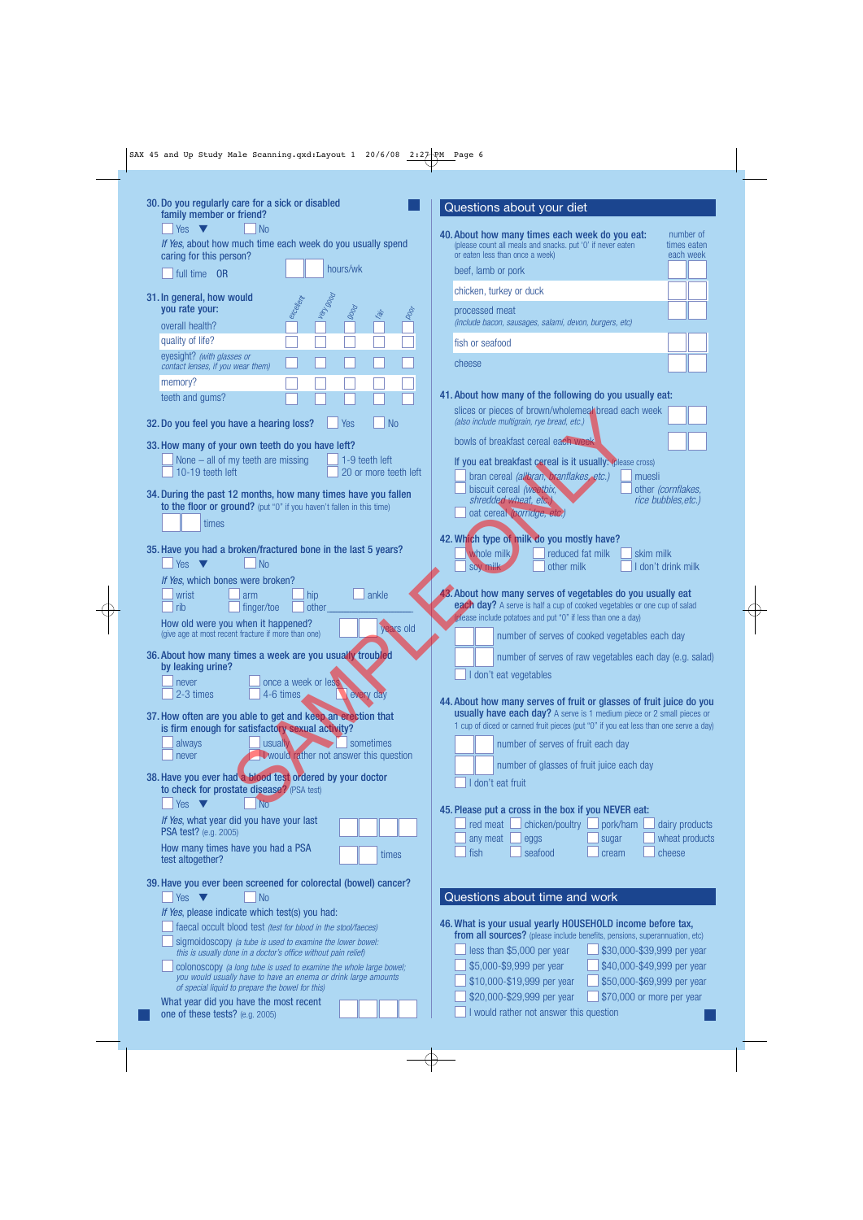**30. Do you regularly care for a sick or disabled family member or friend?**

☐ Yes ▼ ☐ No

*If Yes,* about how much time each week do you usually spend caring for this person?

☐ full time OR ☐☐ hours/wk

**31. In general, how would you rate your:**

| | excellent | very good | good | fair | poor |
|---|---|---|---|---|---|
| overall health? | ☐ | ☐ | ☐ | ☐ | ☐ |
| quality of life? | ☐ | ☐ | ☐ | ☐ | ☐ |
| eyesight? *(with glasses or contact lenses, if you wear them)* | ☐ | ☐ | ☐ | ☐ | ☐ |
| memory? | ☐ | ☐ | ☐ | ☐ | ☐ |
| teeth and gums? | ☐ | ☐ | ☐ | ☐ | ☐ |

**32. Do you feel you have a hearing loss?** ☐ Yes ☐ No

**33. How many of your own teeth do you have left?**

☐ None – all of my teeth are missing
☐ 1-9 teeth left
☐ 10-19 teeth left
☐ 20 or more teeth left

**34. During the past 12 months, how many times have you fallen to the floor or ground?** (put "0" if you haven't fallen in this time)

☐☐ times

**35. Have you had a broken/fractured bone in the last 5 years?**

☐ Yes ▼ ☐ No

*If Yes,* which bones were broken?

☐ wrist ☐ arm ☐ hip ☐ ankle
☐ rib ☐ finger/toe ☐ other ____________

How old were you when it happened? (give age at most recent fracture if more than one) ☐☐ years old

**36. About how many times a week are you usually troubled by leaking urine?**

☐ never ☐ once a week or less
☐ 2-3 times ☐ 4-6 times ☐ every day

**37. How often are you able to get and keep an erection that is firm enough for satisfactory sexual activity?**

☐ always ☐ usually ☐ sometimes
☐ never ☐ I would rather not answer this question

**38. Have you ever had a blood test ordered by your doctor to check for prostate disease?** (PSA test)

☐ Yes ▼ ☐ No

*If Yes,* what year did you have your last PSA test? (e.g. 2005) ☐☐☐☐

How many times have you had a PSA test altogether? ☐☐ times

**39. Have you ever been screened for colorectal (bowel) cancer?**

☐ Yes ▼ ☐ No

*If Yes,* please indicate which test(s) you had:

☐ faecal occult blood test *(test for blood in the stool/faeces)*
☐ sigmoidoscopy *(a tube is used to examine the lower bowel: this is usually done in a doctor's office without pain relief)*
☐ colonoscopy *(a long tube is used to examine the whole large bowel; you would usually have to have an enema or drink large amounts of special liquid to prepare the bowel for this)*

What year did you have the most recent one of these tests? (e.g. 2005) ☐☐☐☐

## Questions about your diet

**40. About how many times each week do you eat:** (please count all meals and snacks. put '0' if never eaten or eaten less than once a week)

| | number of times eaten each week |
|---|---|
| beef, lamb or pork | ☐☐ |
| chicken, turkey or duck | ☐☐ |
| processed meat *(include bacon, sausages, salami, devon, burgers, etc)* | ☐☐ |
| fish or seafood | ☐☐ |
| cheese | ☐☐ |

**41. About how many of the following do you usually eat:**

slices or pieces of brown/wholemeal bread each week *(also include multigrain, rye bread, etc.)* ☐☐

bowls of breakfast cereal each week ☐☐

If you eat breakfast cereal is it usually: (please cross)

☐ bran cereal *(allbran, branflakes, etc.)*
☐ muesli
☐ biscuit cereal *(weetbix, shredded wheat, etc.)*
☐ other *(cornflakes, rice bubbles, etc.)*
☐ oat cereal *(porridge, etc.)*

**42. Which type of milk do you mostly have?**

☐ whole milk ☐ reduced fat milk ☐ skim milk
☐ soy milk ☐ other milk ☐ I don't drink milk

**43. About how many serves of vegetables do you usually eat each day?** A serve is half a cup of cooked vegetables or one cup of salad (please include potatoes and put "0" if less than one a day)

☐☐ number of serves of cooked vegetables each day
☐☐ number of serves of raw vegetables each day (e.g. salad)
☐ I don't eat vegetables

**44. About how many serves of fruit or glasses of fruit juice do you usually have each day?** A serve is 1 medium piece or 2 small pieces or 1 cup of diced or canned fruit pieces (put "0" if you eat less than one serve a day)

☐☐ number of serves of fruit each day
☐☐ number of glasses of fruit juice each day
☐ I don't eat fruit

**45. Please put a cross in the box if you NEVER eat:**

☐ red meat ☐ chicken/poultry ☐ pork/ham ☐ dairy products
☐ any meat ☐ eggs ☐ sugar ☐ wheat products
☐ fish ☐ seafood ☐ cream ☐ cheese

## Questions about time and work

**46. What is your usual yearly HOUSEHOLD income before tax, from all sources?** (please include benefits, pensions, superannuation, etc)

☐ less than $5,000 per year
☐ $5,000-$9,999 per year
☐ $10,000-$19,999 per year
☐ $20,000-$29,999 per year
☐ $30,000-$39,999 per year
☐ $40,000-$49,999 per year
☐ $50,000-$69,999 per year
☐ $70,000 or more per year
☐ I would rather not answer this question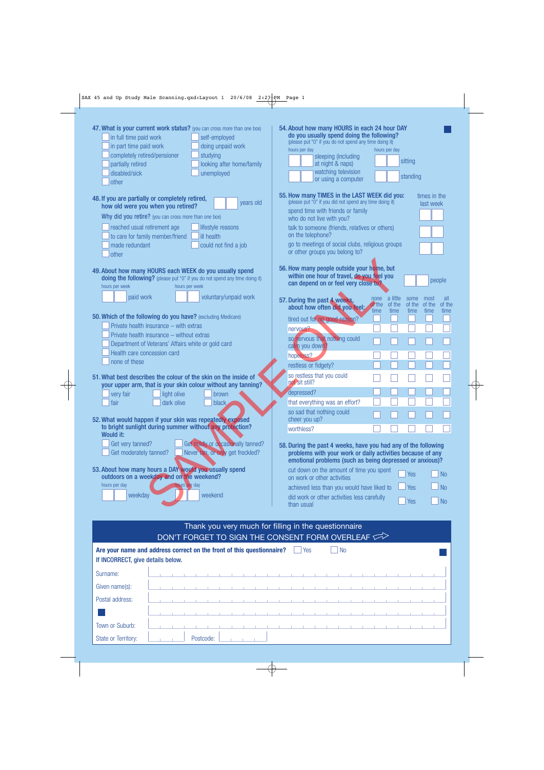**47. What is your current work status?** (you can cross more than one box)

- ☐ in full time paid work
- ☐ in part time paid work
- ☐ completely retired/pensioner
- ☐ partially retired
- ☐ disabled/sick
- ☐ other
- ☐ self-employed
- ☐ doing unpaid work
- ☐ studying
- ☐ looking after home/family
- ☐ unemployed

**48. If you are partially or completely retired, how old were you when you retired?** ☐☐ years old

Why did you retire? (you can cross more than one box)

- ☐ reached usual retirement age
- ☐ to care for family member/friend
- ☐ made redundant
- ☐ other
- ☐ lifestyle reasons
- ☐ ill health
- ☐ could not find a job

**49. About how many HOURS each WEEK do you usually spend doing the following?** (please put "0" if you do not spend any time doing it)

| hours per week | | hours per week | |
|---|---|---|---|
| ☐☐ | paid work | ☐☐ | voluntary/unpaid work |

**50. Which of the following do you have?** (excluding Medicare)

- ☐ Private health insurance – with extras
- ☐ Private health insurance – without extras
- ☐ Department of Veterans' Affairs white or gold card
- ☐ Health care concession card
- ☐ none of these

**51. What best describes the colour of the skin on the inside of your upper arm, that is your skin colour without any tanning?**

- ☐ very fair
- ☐ fair
- ☐ light olive
- ☐ dark olive
- ☐ brown
- ☐ black

**52. What would happen if your skin was repeatedly exposed to bright sunlight during summer without any protection? Would it:**

- ☐ Get very tanned?
- ☐ Get moderately tanned?
- ☐ Get mildly or occasionally tanned?
- ☐ Never tan, or only get freckled?

**53. About how many hours a DAY would you usually spend outdoors on a weekday and on the weekend?**

| hours per day | | hours per day | |
|---|---|---|---|
| ☐☐ | weekday | ☐☐ | weekend |

**54. About how many HOURS in each 24 hour DAY do you usually spend doing the following?** (please put "0" if you do not spend any time doing it)

| hours per day | | hours per day | |
|---|---|---|---|
| ☐☐ | sleeping (including at night & naps) | ☐☐ | sitting |
| ☐☐ | watching television or using a computer | ☐☐ | standing |

**55. How many TIMES in the LAST WEEK did you:** (please put "0" if you did not spend any time doing it)

| | times in the last week |
|---|---|
| spend time with friends or family who do not live with you? | ☐☐ |
| talk to someone (friends, relatives or others) on the telephone? | ☐☐ |
| go to meetings of social clubs, religious groups or other groups you belong to? | ☐☐ |

**56. How many people outside your home, but within one hour of travel, do you feel you can depend on or feel very close to?** ☐☐ people

**57. During the past 4 weeks, about how often did you feel:**

| | none of the time | a little of the time | some of the time | most of the time | all of the time |
|---|---|---|---|---|---|
| tired out for no good reason? | ☐ | ☐ | ☐ | ☐ | ☐ |
| nervous? | ☐ | ☐ | ☐ | ☐ | ☐ |
| so nervous that nothing could calm you down? | ☐ | ☐ | ☐ | ☐ | ☐ |
| hopeless? | ☐ | ☐ | ☐ | ☐ | ☐ |
| restless or fidgety? | ☐ | ☐ | ☐ | ☐ | ☐ |
| so restless that you could not sit still? | ☐ | ☐ | ☐ | ☐ | ☐ |
| depressed? | ☐ | ☐ | ☐ | ☐ | ☐ |
| that everything was an effort? | ☐ | ☐ | ☐ | ☐ | ☐ |
| so sad that nothing could cheer you up? | ☐ | ☐ | ☐ | ☐ | ☐ |
| worthless? | ☐ | ☐ | ☐ | ☐ | ☐ |

**58. During the past 4 weeks, have you had any of the following problems with your work or daily activities because of any emotional problems (such as being depressed or anxious)?**

| | | |
|---|---|---|
| cut down on the amount of time you spent on work or other activities | ☐ Yes | ☐ No |
| achieved less than you would have liked to | ☐ Yes | ☐ No |
| did work or other activities less carefully than usual | ☐ Yes | ☐ No |

SAMPLE ONLY

Thank you very much for filling in the questionnaire

DON'T FORGET TO SIGN THE CONSENT FORM OVERLEAF

**Are your name and address correct on the front of this questionnaire?** ☐ Yes ☐ No

**If INCORRECT, give details below.**

Surname:

Given name(s):

Postal address:

Town or Suburb:

State or Territory: Postcode: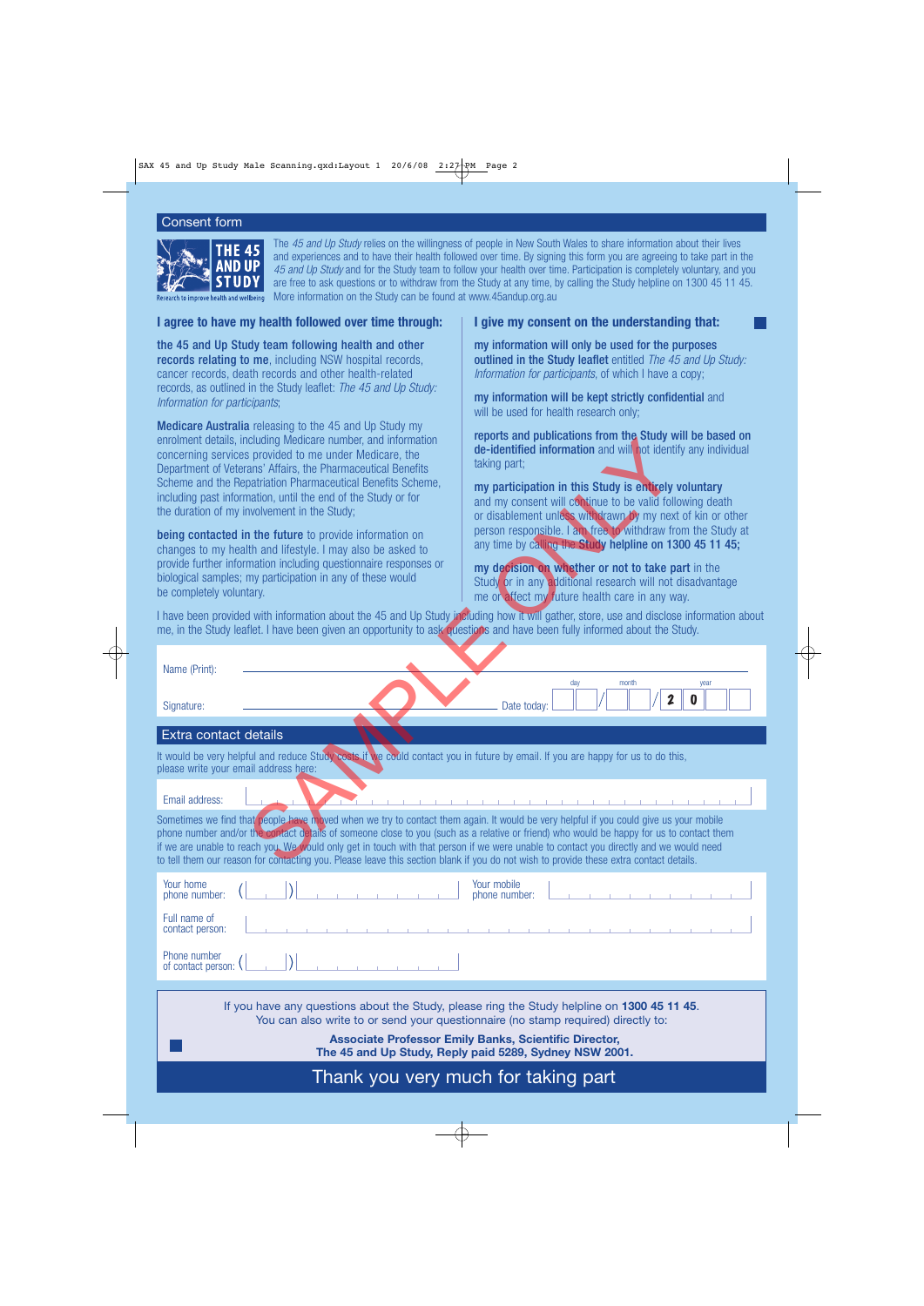## Consent form

**THE 45 AND UP STUDY**
Research to improve health and wellbeing

The *45 and Up Study* relies on the willingness of people in New South Wales to share information about their lives and experiences and to have their health followed over time. By signing this form you are agreeing to take part in the *45 and Up Study* and for the Study team to follow your health over time. Participation is completely voluntary, and you are free to ask questions or to withdraw from the Study at any time, by calling the Study helpline on 1300 45 11 45. More information on the Study can be found at www.45andup.org.au

### I agree to have my health followed over time through:

**the 45 and Up Study team following health and other records relating to me**, including NSW hospital records, cancer records, death records and other health-related records, as outlined in the Study leaflet: *The 45 and Up Study: Information for participants*;

**Medicare Australia** releasing to the 45 and Up Study my enrolment details, including Medicare number, and information concerning services provided to me under Medicare, the Department of Veterans' Affairs, the Pharmaceutical Benefits Scheme and the Repatriation Pharmaceutical Benefits Scheme, including past information, until the end of the Study or for the duration of my involvement in the Study;

**being contacted in the future** to provide information on changes to my health and lifestyle. I may also be asked to provide further information including questionnaire responses or biological samples; my participation in any of these would be completely voluntary.

### I give my consent on the understanding that:

**my information will only be used for the purposes outlined in the Study leaflet** entitled *The 45 and Up Study: Information for participants*, of which I have a copy;

**my information will be kept strictly confidential** and will be used for health research only;

**reports and publications from the Study will be based on de-identified information** and will not identify any individual taking part;

**my participation in this Study is entirely voluntary** and my consent will continue to be valid following death or disablement unless withdrawn by my next of kin or other person responsible. I am free to withdraw from the Study at any time by calling the **Study helpline on 1300 45 11 45;**

**my decision on whether or not to take part** in the Study or in any additional research will not disadvantage me or affect my future health care in any way.

I have been provided with information about the 45 and Up Study including how it will gather, store, use and disclose information about me, in the Study leaflet. I have been given an opportunity to ask questions and have been fully informed about the Study.

Name (Print): ______________________________

Signature: ______________________________ Date today: day __ __ / month __ __ / year 2 0 __ __

SAMPLE ONLY

## Extra contact details

It would be very helpful and reduce Study costs if we could contact you in future by email. If you are happy for us to do this, please write your email address here:

Email address: ______________________________

Sometimes we find that people have moved when we try to contact them again. It would be very helpful if you could give us your mobile phone number and/or the contact details of someone close to you (such as a relative or friend) who would be happy for us to contact them if we are unable to reach you. We would only get in touch with that person if we were unable to contact you directly and we would need to tell them our reason for contacting you. Please leave this section blank if you do not wish to provide these extra contact details.

Your home phone number: ( ) ______________ Your mobile phone number: ______________

Full name of contact person: ______________________________

Phone number of contact person: ( ) ______________

If you have any questions about the Study, please ring the Study helpline on **1300 45 11 45**.
You can also write to or send your questionnaire (no stamp required) directly to:

**Associate Professor Emily Banks, Scientific Director,**
**The 45 and Up Study, Reply paid 5289, Sydney NSW 2001.**

## Thank you very much for taking part